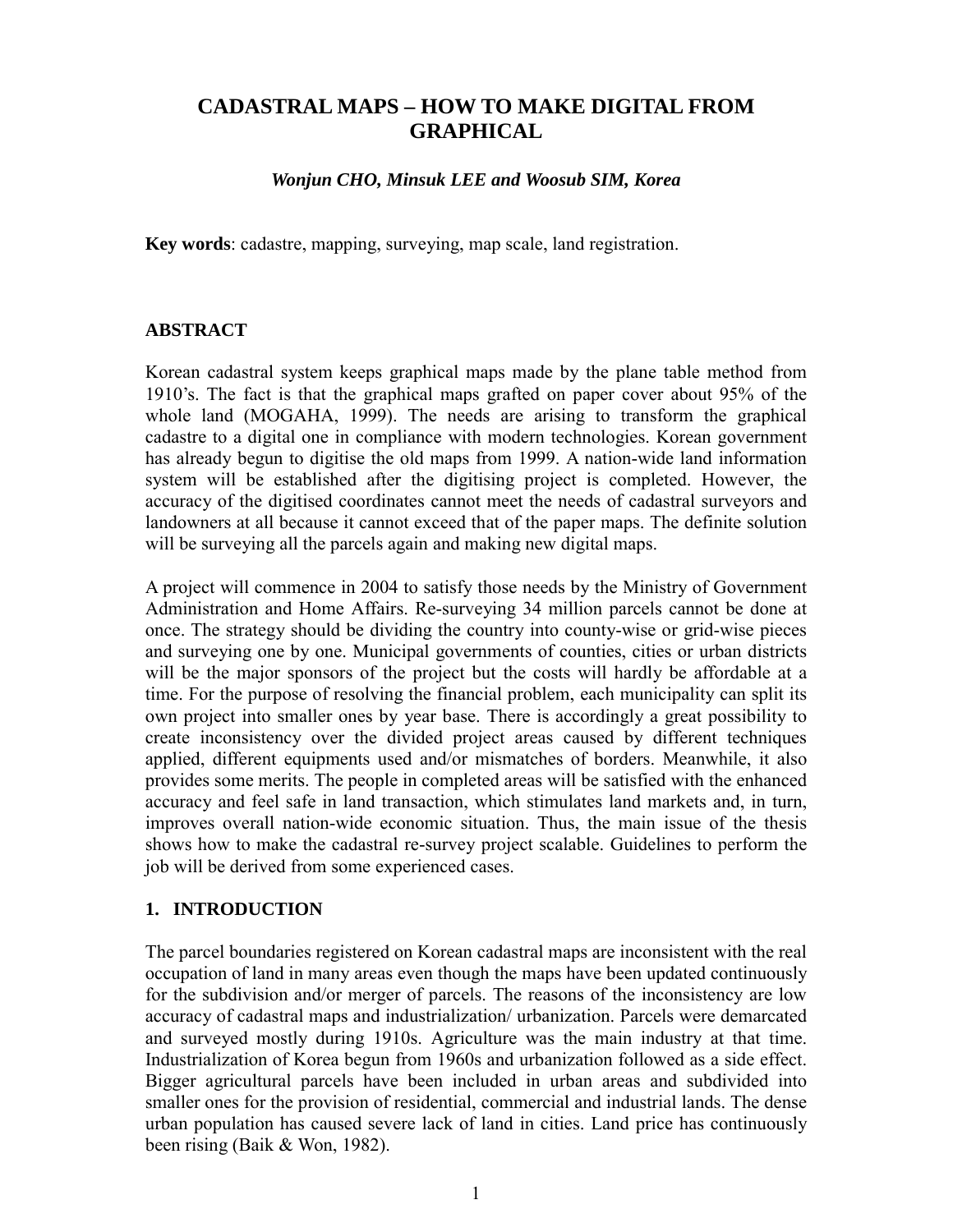# CADASTRAL MAPS – HOW TO MAKE DIGITAL FROM GRAPHICAL

***Wonjun CHO, Minsuk LEE and Woosub SIM, Korea***

**Key words**: cadastre, mapping, surveying, map scale, land registration.

## ABSTRACT

Korean cadastral system keeps graphical maps made by the plane table method from 1910's. The fact is that the graphical maps grafted on paper cover about 95% of the whole land (MOGAHA, 1999). The needs are arising to transform the graphical cadastre to a digital one in compliance with modern technologies. Korean government has already begun to digitise the old maps from 1999. A nation-wide land information system will be established after the digitising project is completed. However, the accuracy of the digitised coordinates cannot meet the needs of cadastral surveyors and landowners at all because it cannot exceed that of the paper maps. The definite solution will be surveying all the parcels again and making new digital maps.

A project will commence in 2004 to satisfy those needs by the Ministry of Government Administration and Home Affairs. Re-surveying 34 million parcels cannot be done at once. The strategy should be dividing the country into county-wise or grid-wise pieces and surveying one by one. Municipal governments of counties, cities or urban districts will be the major sponsors of the project but the costs will hardly be affordable at a time. For the purpose of resolving the financial problem, each municipality can split its own project into smaller ones by year base. There is accordingly a great possibility to create inconsistency over the divided project areas caused by different techniques applied, different equipments used and/or mismatches of borders. Meanwhile, it also provides some merits. The people in completed areas will be satisfied with the enhanced accuracy and feel safe in land transaction, which stimulates land markets and, in turn, improves overall nation-wide economic situation. Thus, the main issue of the thesis shows how to make the cadastral re-survey project scalable. Guidelines to perform the job will be derived from some experienced cases.

## 1. INTRODUCTION

The parcel boundaries registered on Korean cadastral maps are inconsistent with the real occupation of land in many areas even though the maps have been updated continuously for the subdivision and/or merger of parcels. The reasons of the inconsistency are low accuracy of cadastral maps and industrialization/ urbanization. Parcels were demarcated and surveyed mostly during 1910s. Agriculture was the main industry at that time. Industrialization of Korea begun from 1960s and urbanization followed as a side effect. Bigger agricultural parcels have been included in urban areas and subdivided into smaller ones for the provision of residential, commercial and industrial lands. The dense urban population has caused severe lack of land in cities. Land price has continuously been rising (Baik & Won, 1982).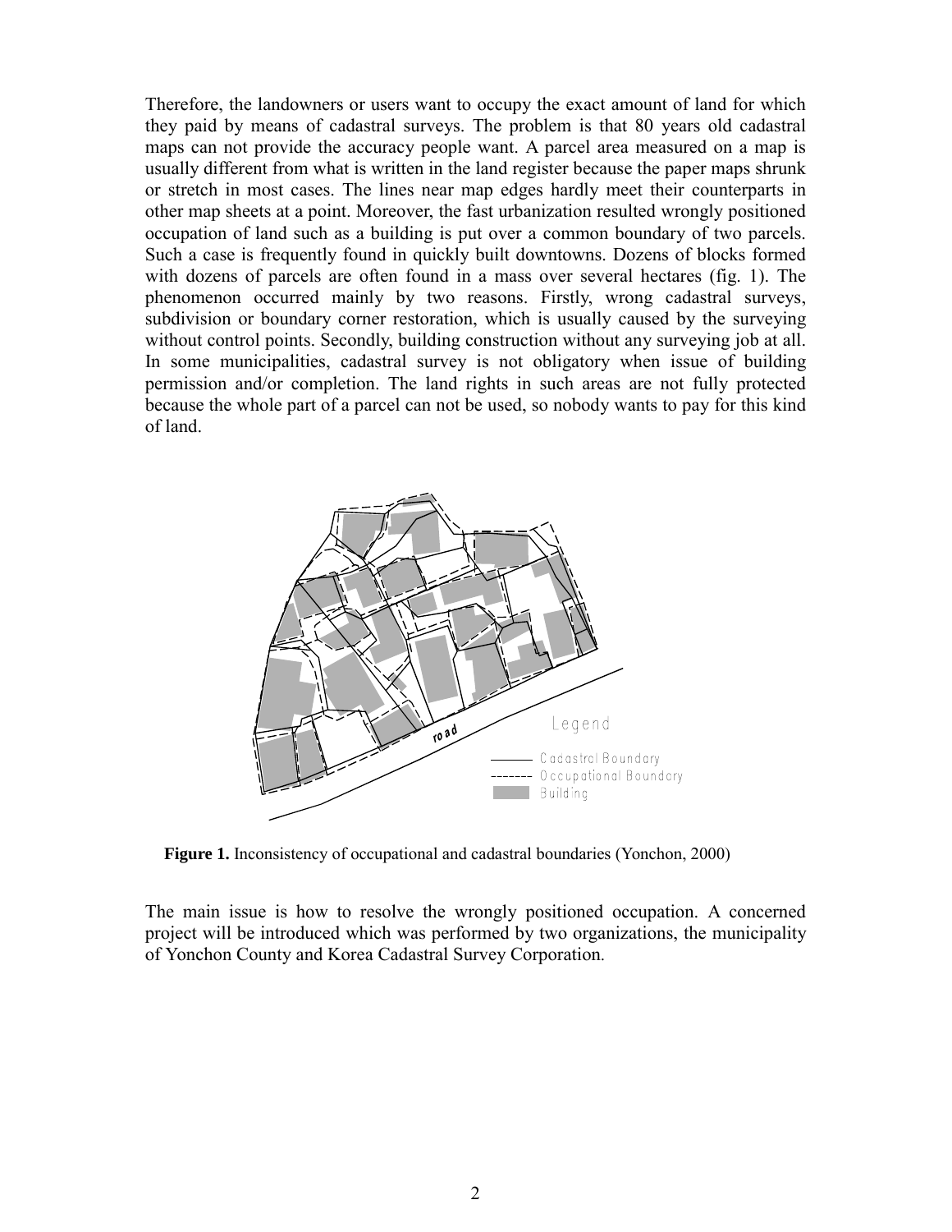Therefore, the landowners or users want to occupy the exact amount of land for which they paid by means of cadastral surveys. The problem is that 80 years old cadastral maps can not provide the accuracy people want. A parcel area measured on a map is usually different from what is written in the land register because the paper maps shrunk or stretch in most cases. The lines near map edges hardly meet their counterparts in other map sheets at a point. Moreover, the fast urbanization resulted wrongly positioned occupation of land such as a building is put over a common boundary of two parcels. Such a case is frequently found in quickly built downtowns. Dozens of blocks formed with dozens of parcels are often found in a mass over several hectares (fig. 1). The phenomenon occurred mainly by two reasons. Firstly, wrong cadastral surveys, subdivision or boundary corner restoration, which is usually caused by the surveying without control points. Secondly, building construction without any surveying job at all. In some municipalities, cadastral survey is not obligatory when issue of building permission and/or completion. The land rights in such areas are not fully protected because the whole part of a parcel can not be used, so nobody wants to pay for this kind of land.

**Figure 1.** Inconsistency of occupational and cadastral boundaries (Yonchon, 2000)

The main issue is how to resolve the wrongly positioned occupation. A concerned project will be introduced which was performed by two organizations, the municipality of Yonchon County and Korea Cadastral Survey Corporation.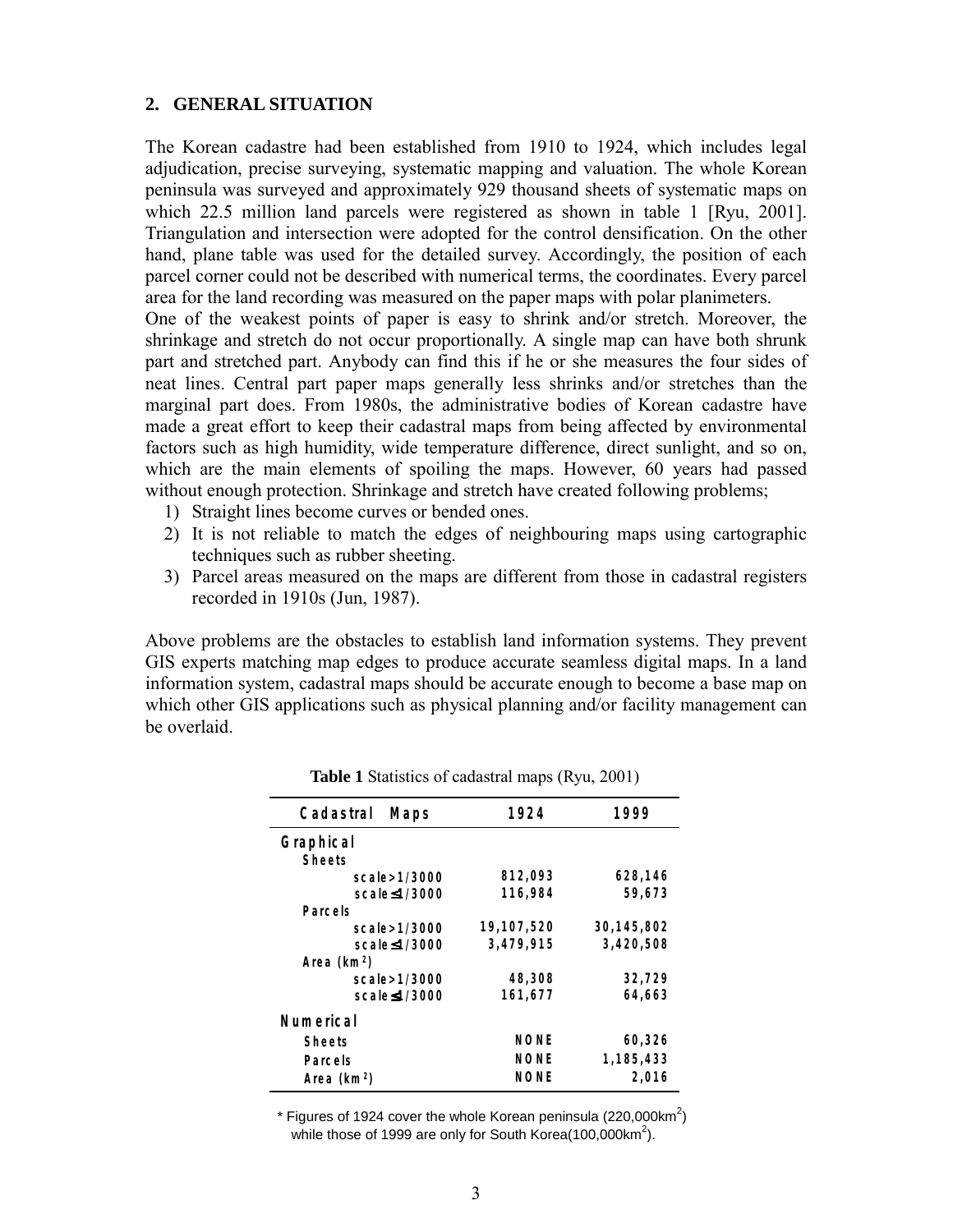## 2. GENERAL SITUATION

The Korean cadastre had been established from 1910 to 1924, which includes legal adjudication, precise surveying, systematic mapping and valuation. The whole Korean peninsula was surveyed and approximately 929 thousand sheets of systematic maps on which 22.5 million land parcels were registered as shown in table 1 [Ryu, 2001]. Triangulation and intersection were adopted for the control densification. On the other hand, plane table was used for the detailed survey. Accordingly, the position of each parcel corner could not be described with numerical terms, the coordinates. Every parcel area for the land recording was measured on the paper maps with polar planimeters.

One of the weakest points of paper is easy to shrink and/or stretch. Moreover, the shrinkage and stretch do not occur proportionally. A single map can have both shrunk part and stretched part. Anybody can find this if he or she measures the four sides of neat lines. Central part paper maps generally less shrinks and/or stretches than the marginal part does. From 1980s, the administrative bodies of Korean cadastre have made a great effort to keep their cadastral maps from being affected by environmental factors such as high humidity, wide temperature difference, direct sunlight, and so on, which are the main elements of spoiling the maps. However, 60 years had passed without enough protection. Shrinkage and stretch have created following problems;

1) Straight lines become curves or bended ones.
2) It is not reliable to match the edges of neighbouring maps using cartographic techniques such as rubber sheeting.
3) Parcel areas measured on the maps are different from those in cadastral registers recorded in 1910s (Jun, 1987).

Above problems are the obstacles to establish land information systems. They prevent GIS experts matching map edges to produce accurate seamless digital maps. In a land information system, cadastral maps should be accurate enough to become a base map on which other GIS applications such as physical planning and/or facility management can be overlaid.

**Table 1** Statistics of cadastral maps (Ryu, 2001)

| Cadastral Maps | 1924 | 1999 |
|---|---|---|
| **Graphical** | | |
| Sheets | | |
| scale>1/3000 | 812,093 | 628,146 |
| scale≤1/3000 | 116,984 | 59,673 |
| Parcels | | |
| scale>1/3000 | 19,107,520 | 30,145,802 |
| scale≤1/3000 | 3,479,915 | 3,420,508 |
| Area ($km^2$) | | |
| scale>1/3000 | 48,308 | 32,729 |
| scale≤1/3000 | 161,677 | 64,663 |
| **Numerical** | | |
| Sheets | NONE | 60,326 |
| Parcels | NONE | 1,185,433 |
| Area ($km^2$) | NONE | 2,016 |

\* Figures of 1924 cover the whole Korean peninsula (220,000$km^2$) while those of 1999 are only for South Korea(100,000$km^2$).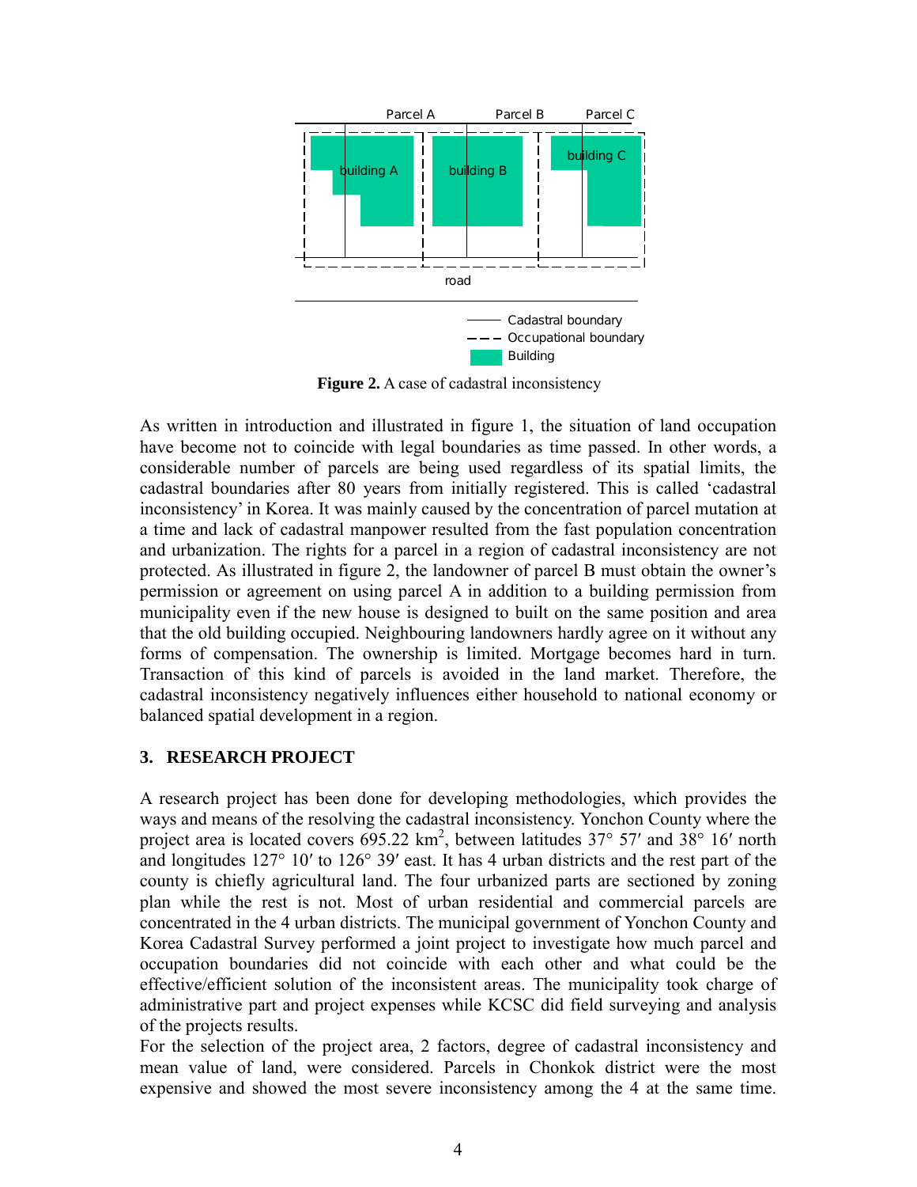Parcel A Parcel B Parcel C

building A building B building C

road

Cadastral boundary
Occupational boundary
Building

**Figure 2.** A case of cadastral inconsistency

As written in introduction and illustrated in figure 1, the situation of land occupation have become not to coincide with legal boundaries as time passed. In other words, a considerable number of parcels are being used regardless of its spatial limits, the cadastral boundaries after 80 years from initially registered. This is called 'cadastral inconsistency' in Korea. It was mainly caused by the concentration of parcel mutation at a time and lack of cadastral manpower resulted from the fast population concentration and urbanization. The rights for a parcel in a region of cadastral inconsistency are not protected. As illustrated in figure 2, the landowner of parcel B must obtain the owner's permission or agreement on using parcel A in addition to a building permission from municipality even if the new house is designed to built on the same position and area that the old building occupied. Neighbouring landowners hardly agree on it without any forms of compensation. The ownership is limited. Mortgage becomes hard in turn. Transaction of this kind of parcels is avoided in the land market. Therefore, the cadastral inconsistency negatively influences either household to national economy or balanced spatial development in a region.

## 3. RESEARCH PROJECT

A research project has been done for developing methodologies, which provides the ways and means of the resolving the cadastral inconsistency. Yonchon County where the project area is located covers 695.22 km$^2$, between latitudes 37° 57′ and 38° 16′ north and longitudes 127° 10′ to 126° 39′ east. It has 4 urban districts and the rest part of the county is chiefly agricultural land. The four urbanized parts are sectioned by zoning plan while the rest is not. Most of urban residential and commercial parcels are concentrated in the 4 urban districts. The municipal government of Yonchon County and Korea Cadastral Survey performed a joint project to investigate how much parcel and occupation boundaries did not coincide with each other and what could be the effective/efficient solution of the inconsistent areas. The municipality took charge of administrative part and project expenses while KCSC did field surveying and analysis of the projects results.

For the selection of the project area, 2 factors, degree of cadastral inconsistency and mean value of land, were considered. Parcels in Chonkok district were the most expensive and showed the most severe inconsistency among the 4 at the same time.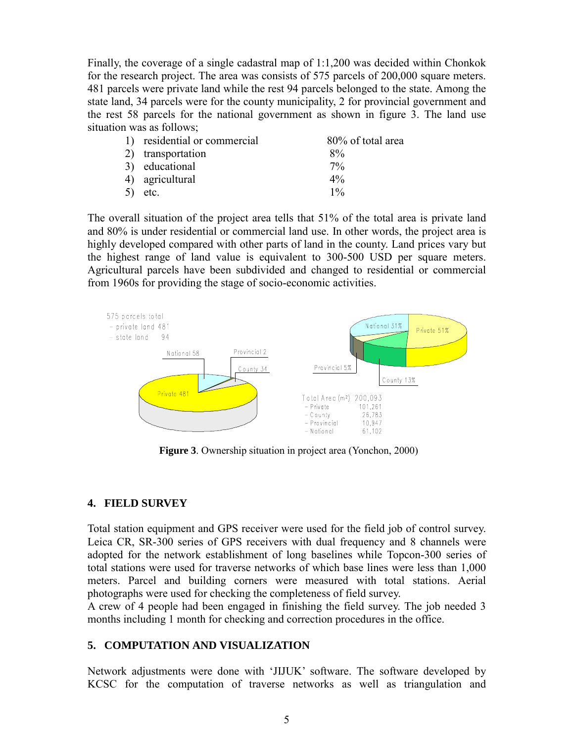Finally, the coverage of a single cadastral map of 1:1,200 was decided within Chonkok for the research project. The area was consists of 575 parcels of 200,000 square meters. 481 parcels were private land while the rest 94 parcels belonged to the state. Among the state land, 34 parcels were for the county municipality, 2 for provincial government and the rest 58 parcels for the national government as shown in figure 3. The land use situation was as follows;

1) residential or commercial — 80% of total area
2) transportation — 8%
3) educational — 7%
4) agricultural — 4%
5) etc. — 1%

The overall situation of the project area tells that 51% of the total area is private land and 80% is under residential or commercial land use. In other words, the project area is highly developed compared with other parts of land in the county. Land prices vary but the highest range of land value is equivalent to 300-500 USD per square meters. Agricultural parcels have been subdivided and changed to residential or commercial from 1960s for providing the stage of socio-economic activities.

575 parcels total
- private land 481
- state land 94

National 58, Provincial 2, County 34, Private 481

National 31%, Private 51%, Provincial 5%, County 13%

Total Area (m²) 200,093
- Private 101,261
- County 26,783
- Provincial 10,947
- National 61,102

**Figure 3**. Ownership situation in project area (Yonchon, 2000)

## 4. FIELD SURVEY

Total station equipment and GPS receiver were used for the field job of control survey. Leica CR, SR-300 series of GPS receivers with dual frequency and 8 channels were adopted for the network establishment of long baselines while Topcon-300 series of total stations were used for traverse networks of which base lines were less than 1,000 meters. Parcel and building corners were measured with total stations. Aerial photographs were used for checking the completeness of field survey.
A crew of 4 people had been engaged in finishing the field survey. The job needed 3 months including 1 month for checking and correction procedures in the office.

## 5. COMPUTATION AND VISUALIZATION

Network adjustments were done with 'JIJUK' software. The software developed by KCSC for the computation of traverse networks as well as triangulation and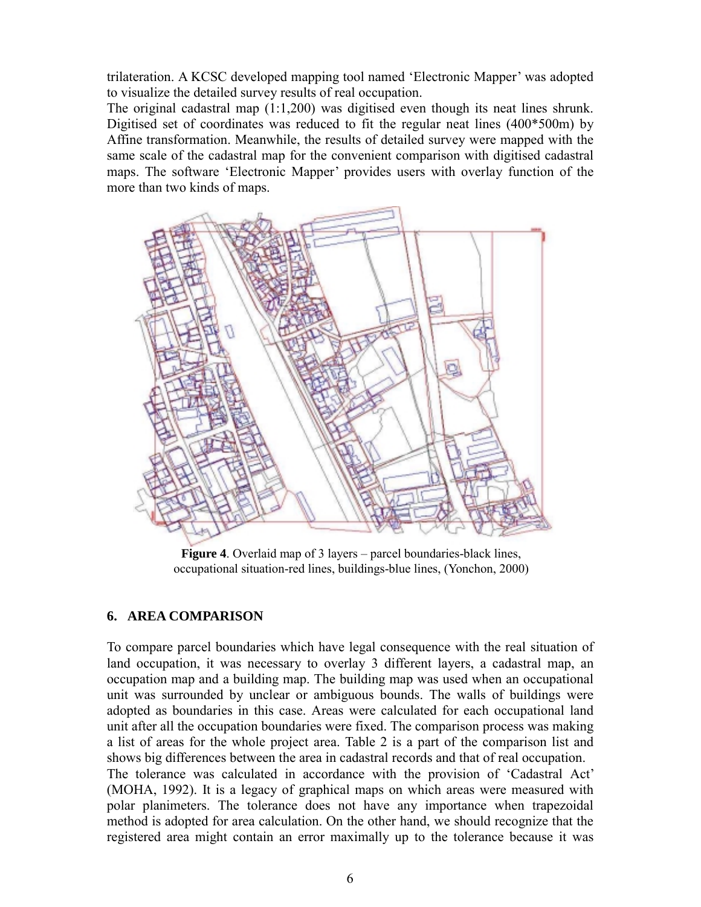trilateration. A KCSC developed mapping tool named 'Electronic Mapper' was adopted to visualize the detailed survey results of real occupation.

The original cadastral map (1:1,200) was digitised even though its neat lines shrunk. Digitised set of coordinates was reduced to fit the regular neat lines (400*500m) by Affine transformation. Meanwhile, the results of detailed survey were mapped with the same scale of the cadastral map for the convenient comparison with digitised cadastral maps. The software 'Electronic Mapper' provides users with overlay function of the more than two kinds of maps.

**Figure 4**. Overlaid map of 3 layers – parcel boundaries-black lines, occupational situation-red lines, buildings-blue lines, (Yonchon, 2000)

## 6. AREA COMPARISON

To compare parcel boundaries which have legal consequence with the real situation of land occupation, it was necessary to overlay 3 different layers, a cadastral map, an occupation map and a building map. The building map was used when an occupational unit was surrounded by unclear or ambiguous bounds. The walls of buildings were adopted as boundaries in this case. Areas were calculated for each occupational land unit after all the occupation boundaries were fixed. The comparison process was making a list of areas for the whole project area. Table 2 is a part of the comparison list and shows big differences between the area in cadastral records and that of real occupation.

The tolerance was calculated in accordance with the provision of 'Cadastral Act' (MOHA, 1992). It is a legacy of graphical maps on which areas were measured with polar planimeters. The tolerance does not have any importance when trapezoidal method is adopted for area calculation. On the other hand, we should recognize that the registered area might contain an error maximally up to the tolerance because it was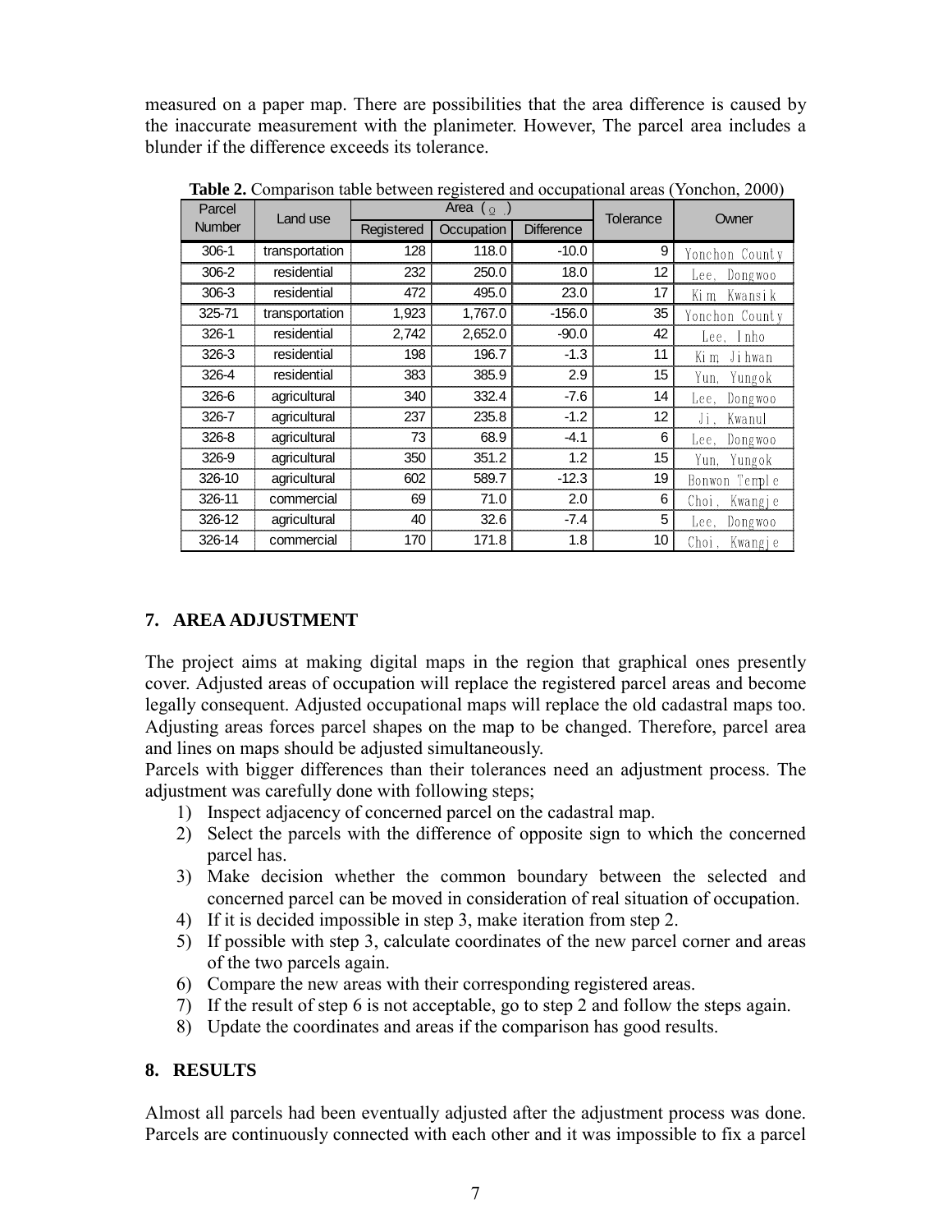measured on a paper map. There are possibilities that the area difference is caused by the inaccurate measurement with the planimeter. However, The parcel area includes a blunder if the difference exceeds its tolerance.

**Table 2.** Comparison table between registered and occupational areas (Yonchon, 2000)

| Parcel Number | Land use | Area (㎡) | | | Tolerance | Owner |
|---|---|---|---|---|---|---|
| | | Registered | Occupation | Difference | | |
| 306-1 | transportation | 128 | 118.0 | -10.0 | 9 | Yonchon County |
| 306-2 | residential | 232 | 250.0 | 18.0 | 12 | Lee, Dongwoo |
| 306-3 | residential | 472 | 495.0 | 23.0 | 17 | Kim Kwansik |
| 325-71 | transportation | 1,923 | 1,767.0 | -156.0 | 35 | Yonchon County |
| 326-1 | residential | 2,742 | 2,652.0 | -90.0 | 42 | Lee, Inho |
| 326-3 | residential | 198 | 196.7 | -1.3 | 11 | Kim Jihwan |
| 326-4 | residential | 383 | 385.9 | 2.9 | 15 | Yun, Yungok |
| 326-6 | agricultural | 340 | 332.4 | -7.6 | 14 | Lee, Dongwoo |
| 326-7 | agricultural | 237 | 235.8 | -1.2 | 12 | Ji, Kwanul |
| 326-8 | agricultural | 73 | 68.9 | -4.1 | 6 | Lee, Dongwoo |
| 326-9 | agricultural | 350 | 351.2 | 1.2 | 15 | Yun, Yungok |
| 326-10 | agricultural | 602 | 589.7 | -12.3 | 19 | Bonwon Temple |
| 326-11 | commercial | 69 | 71.0 | 2.0 | 6 | Choi, Kwangje |
| 326-12 | agricultural | 40 | 32.6 | -7.4 | 5 | Lee, Dongwoo |
| 326-14 | commercial | 170 | 171.8 | 1.8 | 10 | Choi, Kwangje |

## 7. AREA ADJUSTMENT

The project aims at making digital maps in the region that graphical ones presently cover. Adjusted areas of occupation will replace the registered parcel areas and become legally consequent. Adjusted occupational maps will replace the old cadastral maps too. Adjusting areas forces parcel shapes on the map to be changed. Therefore, parcel area and lines on maps should be adjusted simultaneously.

Parcels with bigger differences than their tolerances need an adjustment process. The adjustment was carefully done with following steps;

1) Inspect adjacency of concerned parcel on the cadastral map.
2) Select the parcels with the difference of opposite sign to which the concerned parcel has.
3) Make decision whether the common boundary between the selected and concerned parcel can be moved in consideration of real situation of occupation.
4) If it is decided impossible in step 3, make iteration from step 2.
5) If possible with step 3, calculate coordinates of the new parcel corner and areas of the two parcels again.
6) Compare the new areas with their corresponding registered areas.
7) If the result of step 6 is not acceptable, go to step 2 and follow the steps again.
8) Update the coordinates and areas if the comparison has good results.

## 8. RESULTS

Almost all parcels had been eventually adjusted after the adjustment process was done. Parcels are continuously connected with each other and it was impossible to fix a parcel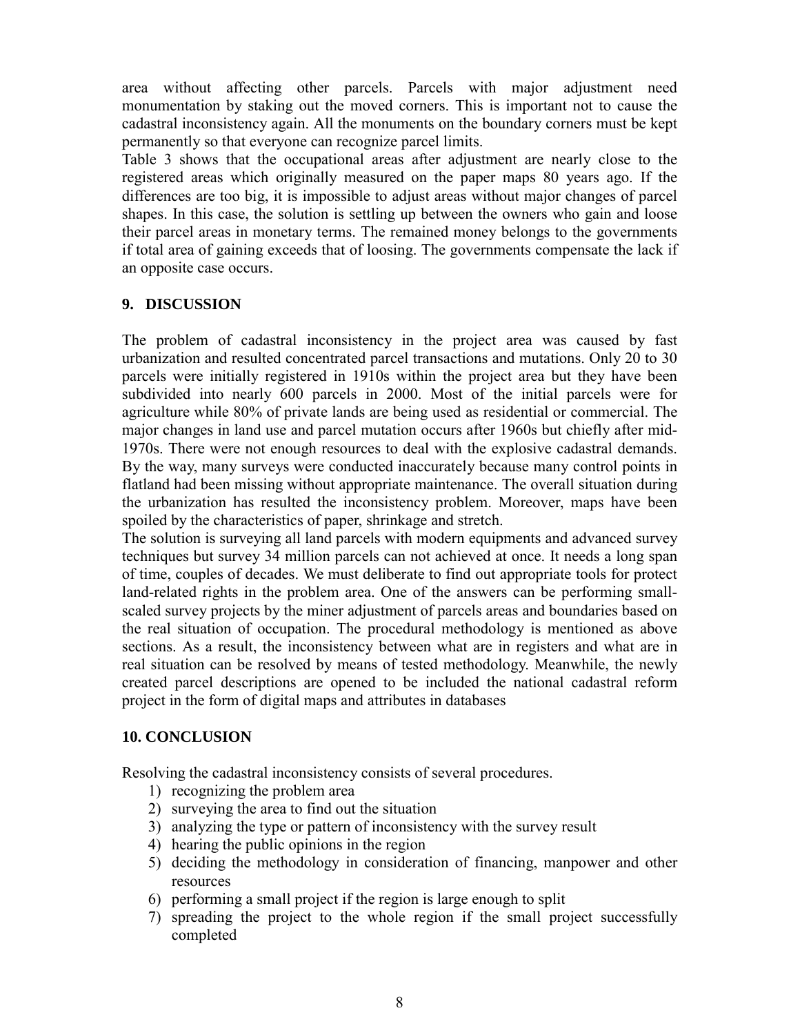area without affecting other parcels. Parcels with major adjustment need monumentation by staking out the moved corners. This is important not to cause the cadastral inconsistency again. All the monuments on the boundary corners must be kept permanently so that everyone can recognize parcel limits.

Table 3 shows that the occupational areas after adjustment are nearly close to the registered areas which originally measured on the paper maps 80 years ago. If the differences are too big, it is impossible to adjust areas without major changes of parcel shapes. In this case, the solution is settling up between the owners who gain and loose their parcel areas in monetary terms. The remained money belongs to the governments if total area of gaining exceeds that of loosing. The governments compensate the lack if an opposite case occurs.

## 9. DISCUSSION

The problem of cadastral inconsistency in the project area was caused by fast urbanization and resulted concentrated parcel transactions and mutations. Only 20 to 30 parcels were initially registered in 1910s within the project area but they have been subdivided into nearly 600 parcels in 2000. Most of the initial parcels were for agriculture while 80% of private lands are being used as residential or commercial. The major changes in land use and parcel mutation occurs after 1960s but chiefly after mid-1970s. There were not enough resources to deal with the explosive cadastral demands. By the way, many surveys were conducted inaccurately because many control points in flatland had been missing without appropriate maintenance. The overall situation during the urbanization has resulted the inconsistency problem. Moreover, maps have been spoiled by the characteristics of paper, shrinkage and stretch.

The solution is surveying all land parcels with modern equipments and advanced survey techniques but survey 34 million parcels can not achieved at once. It needs a long span of time, couples of decades. We must deliberate to find out appropriate tools for protect land-related rights in the problem area. One of the answers can be performing small-scaled survey projects by the miner adjustment of parcels areas and boundaries based on the real situation of occupation. The procedural methodology is mentioned as above sections. As a result, the inconsistency between what are in registers and what are in real situation can be resolved by means of tested methodology. Meanwhile, the newly created parcel descriptions are opened to be included the national cadastral reform project in the form of digital maps and attributes in databases

## 10. CONCLUSION

Resolving the cadastral inconsistency consists of several procedures.

1) recognizing the problem area
2) surveying the area to find out the situation
3) analyzing the type or pattern of inconsistency with the survey result
4) hearing the public opinions in the region
5) deciding the methodology in consideration of financing, manpower and other resources
6) performing a small project if the region is large enough to split
7) spreading the project to the whole region if the small project successfully completed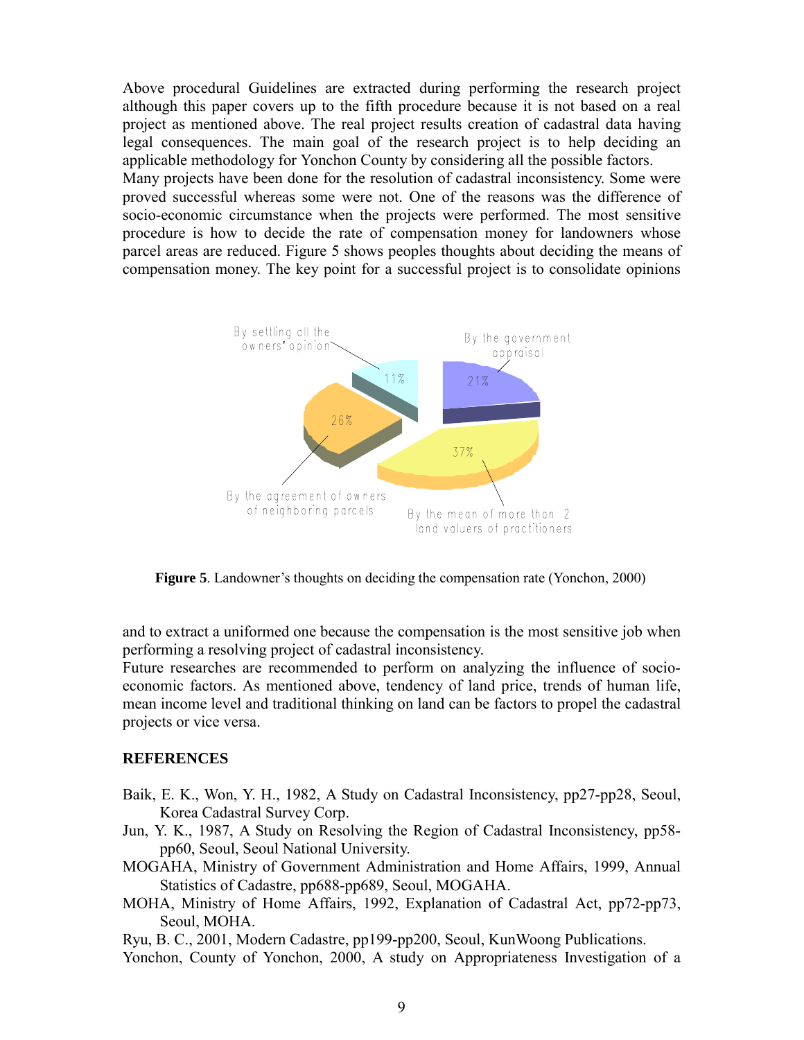Above procedural Guidelines are extracted during performing the research project although this paper covers up to the fifth procedure because it is not based on a real project as mentioned above. The real project results creation of cadastral data having legal consequences. The main goal of the research project is to help deciding an applicable methodology for Yonchon County by considering all the possible factors.
Many projects have been done for the resolution of cadastral inconsistency. Some were proved successful whereas some were not. One of the reasons was the difference of socio-economic circumstance when the projects were performed. The most sensitive procedure is how to decide the rate of compensation money for landowners whose parcel areas are reduced. Figure 5 shows peoples thoughts about deciding the means of compensation money. The key point for a successful project is to consolidate opinions and to extract a uniformed one because the compensation is the most sensitive job when performing a resolving project of cadastral inconsistency.

**Figure 5**. Landowner's thoughts on deciding the compensation rate (Yonchon, 2000)

Future researches are recommended to perform on analyzing the influence of socio-economic factors. As mentioned above, tendency of land price, trends of human life, mean income level and traditional thinking on land can be factors to propel the cadastral projects or vice versa.

## REFERENCES

Baik, E. K., Won, Y. H., 1982, A Study on Cadastral Inconsistency, pp27-pp28, Seoul, Korea Cadastral Survey Corp.

Jun, Y. K., 1987, A Study on Resolving the Region of Cadastral Inconsistency, pp58-pp60, Seoul, Seoul National University.

MOGAHA, Ministry of Government Administration and Home Affairs, 1999, Annual Statistics of Cadastre, pp688-pp689, Seoul, MOGAHA.

MOHA, Ministry of Home Affairs, 1992, Explanation of Cadastral Act, pp72-pp73, Seoul, MOHA.

Ryu, B. C., 2001, Modern Cadastre, pp199-pp200, Seoul, KunWoong Publications.

Yonchon, County of Yonchon, 2000, A study on Appropriateness Investigation of a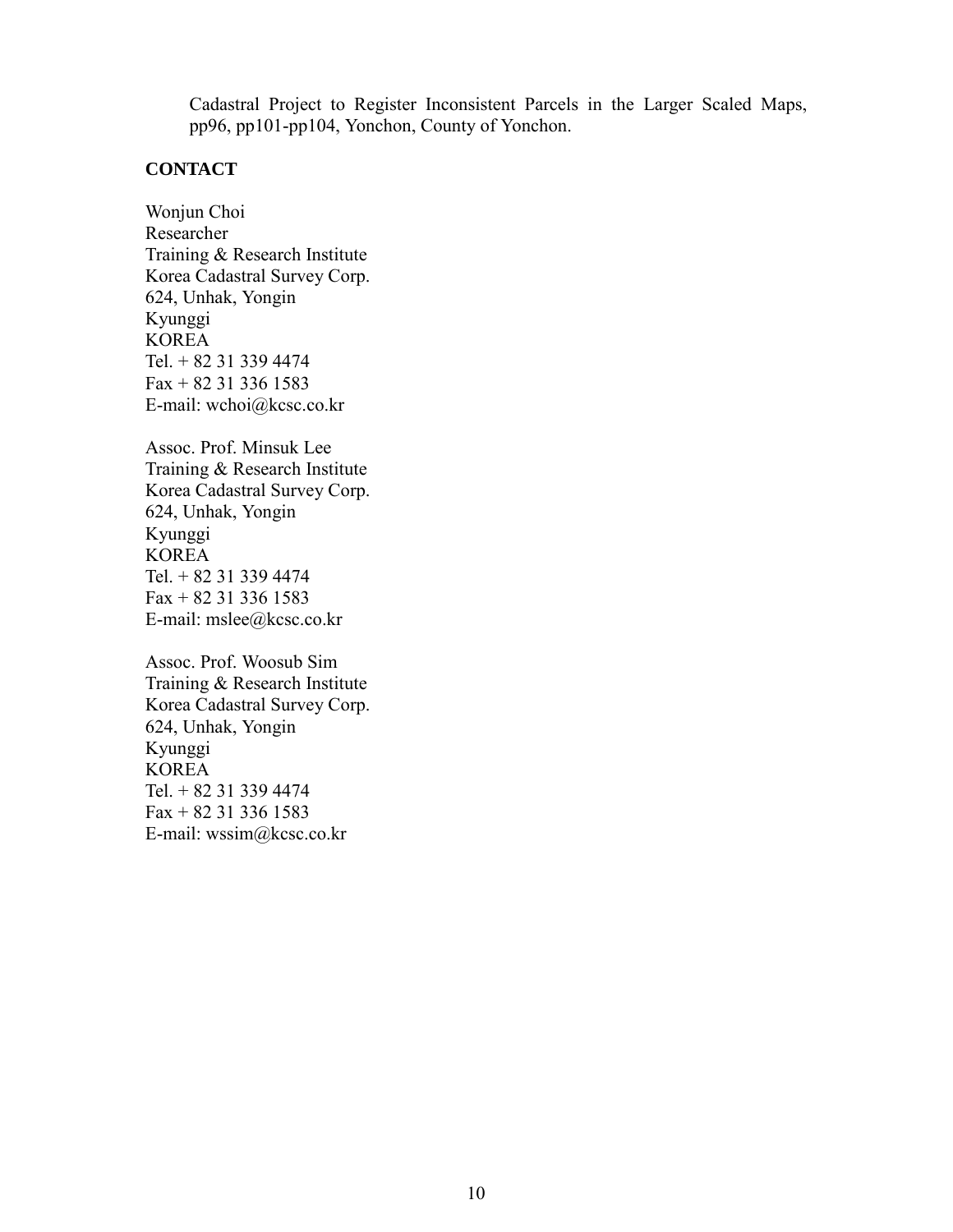Cadastral Project to Register Inconsistent Parcels in the Larger Scaled Maps, pp96, pp101-pp104, Yonchon, County of Yonchon.

## CONTACT

Wonjun Choi  
Researcher  
Training & Research Institute  
Korea Cadastral Survey Corp.  
624, Unhak, Yongin  
Kyunggi  
KOREA  
Tel. + 82 31 339 4474  
Fax + 82 31 336 1583  
E-mail: wchoi@kcsc.co.kr

Assoc. Prof. Minsuk Lee  
Training & Research Institute  
Korea Cadastral Survey Corp.  
624, Unhak, Yongin  
Kyunggi  
KOREA  
Tel. + 82 31 339 4474  
Fax + 82 31 336 1583  
E-mail: mslee@kcsc.co.kr

Assoc. Prof. Woosub Sim  
Training & Research Institute  
Korea Cadastral Survey Corp.  
624, Unhak, Yongin  
Kyunggi  
KOREA  
Tel. + 82 31 339 4474  
Fax + 82 31 336 1583  
E-mail: wssim@kcsc.co.kr